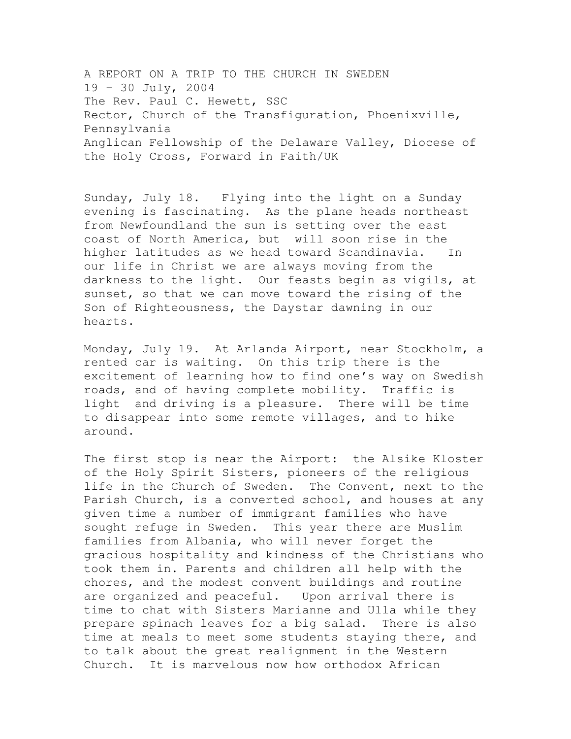# A REPORT ON A TRIP TO THE CHURCH IN SWEDEN

19 – 30 July, 2004

The Rev. Paul C. Hewett, SSC

Rector, Church of the Transfiguration, Phoenixville, Pennsylvania

Anglican Fellowship of the Delaware Valley, Diocese of the Holy Cross, Forward in Faith/UK

Sunday, July 18. Flying into the light on a Sunday evening is fascinating. As the plane heads northeast from Newfoundland the sun is setting over the east coast of North America, but will soon rise in the higher latitudes as we head toward Scandinavia. In our life in Christ we are always moving from the darkness to the light. Our feasts begin as vigils, at sunset, so that we can move toward the rising of the Son of Righteousness, the Daystar dawning in our hearts.

Monday, July 19. At Arlanda Airport, near Stockholm, a rented car is waiting. On this trip there is the excitement of learning how to find one's way on Swedish roads, and of having complete mobility. Traffic is light and driving is a pleasure. There will be time to disappear into some remote villages, and to hike around.

The first stop is near the Airport: the Alsike Kloster of the Holy Spirit Sisters, pioneers of the religious life in the Church of Sweden. The Convent, next to the Parish Church, is a converted school, and houses at any given time a number of immigrant families who have sought refuge in Sweden. This year there are Muslim families from Albania, who will never forget the gracious hospitality and kindness of the Christians who took them in. Parents and children all help with the chores, and the modest convent buildings and routine are organized and peaceful. Upon arrival there is time to chat with Sisters Marianne and Ulla while they prepare spinach leaves for a big salad. There is also time at meals to meet some students staying there, and to talk about the great realignment in the Western Church. It is marvelous now how orthodox African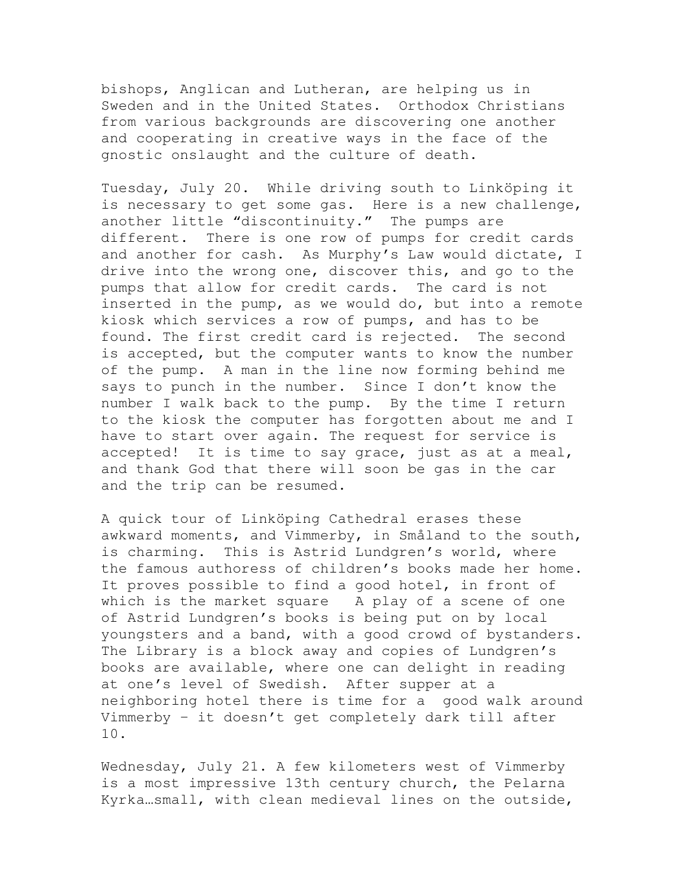bishops, Anglican and Lutheran, are helping us in Sweden and in the United States. Orthodox Christians from various backgrounds are discovering one another and cooperating in creative ways in the face of the gnostic onslaught and the culture of death.

Tuesday, July 20. While driving south to Linköping it is necessary to get some gas. Here is a new challenge, another little "discontinuity." The pumps are different. There is one row of pumps for credit cards and another for cash. As Murphy's Law would dictate, I drive into the wrong one, discover this, and go to the pumps that allow for credit cards. The card is not inserted in the pump, as we would do, but into a remote kiosk which services a row of pumps, and has to be found. The first credit card is rejected. The second is accepted, but the computer wants to know the number of the pump. A man in the line now forming behind me says to punch in the number. Since I don't know the number I walk back to the pump. By the time I return to the kiosk the computer has forgotten about me and I have to start over again. The request for service is accepted! It is time to say grace, just as at a meal, and thank God that there will soon be gas in the car and the trip can be resumed.

A quick tour of Linköping Cathedral erases these awkward moments, and Vimmerby, in Småland to the south, is charming. This is Astrid Lundgren's world, where the famous authoress of children's books made her home. It proves possible to find a good hotel, in front of which is the market square A play of a scene of one of Astrid Lundgren's books is being put on by local youngsters and a band, with a good crowd of bystanders. The Library is a block away and copies of Lundgren's books are available, where one can delight in reading at one's level of Swedish. After supper at a neighboring hotel there is time for a good walk around Vimmerby – it doesn't get completely dark till after 10.

Wednesday, July 21. A few kilometers west of Vimmerby is a most impressive 13th century church, the Pelarna Kyrka…small, with clean medieval lines on the outside,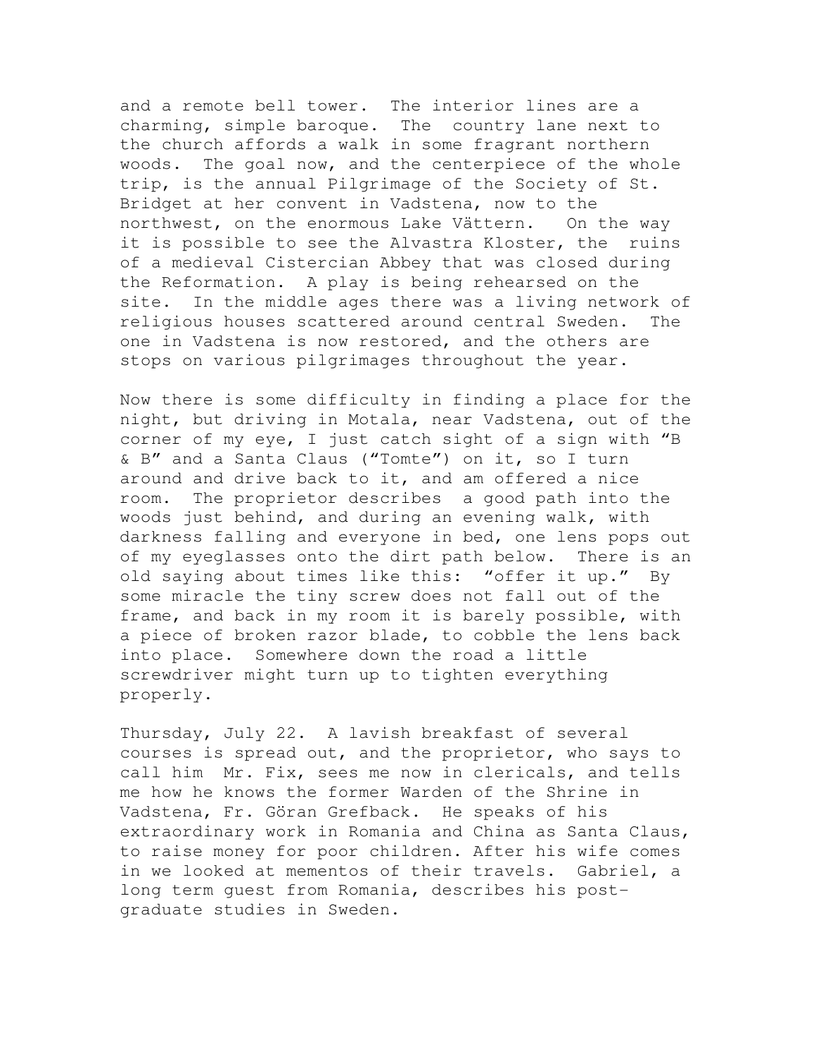and a remote bell tower. The interior lines are a charming, simple baroque. The country lane next to the church affords a walk in some fragrant northern woods. The goal now, and the centerpiece of the whole trip, is the annual Pilgrimage of the Society of St. Bridget at her convent in Vadstena, now to the northwest, on the enormous Lake Vättern. On the way it is possible to see the Alvastra Kloster, the ruins of a medieval Cistercian Abbey that was closed during the Reformation. A play is being rehearsed on the site. In the middle ages there was a living network of religious houses scattered around central Sweden. The one in Vadstena is now restored, and the others are stops on various pilgrimages throughout the year.

Now there is some difficulty in finding a place for the night, but driving in Motala, near Vadstena, out of the corner of my eye, I just catch sight of a sign with "B & B" and a Santa Claus ("Tomte") on it, so I turn around and drive back to it, and am offered a nice room. The proprietor describes a good path into the woods just behind, and during an evening walk, with darkness falling and everyone in bed, one lens pops out of my eyeglasses onto the dirt path below. There is an old saying about times like this: "offer it up." By some miracle the tiny screw does not fall out of the frame, and back in my room it is barely possible, with a piece of broken razor blade, to cobble the lens back into place. Somewhere down the road a little screwdriver might turn up to tighten everything properly.

Thursday, July 22. A lavish breakfast of several courses is spread out, and the proprietor, who says to call him Mr. Fix, sees me now in clericals, and tells me how he knows the former Warden of the Shrine in Vadstena, Fr. Göran Grefback. He speaks of his extraordinary work in Romania and China as Santa Claus, to raise money for poor children. After his wife comes in we looked at mementos of their travels. Gabriel, a long term guest from Romania, describes his post-graduate studies in Sweden.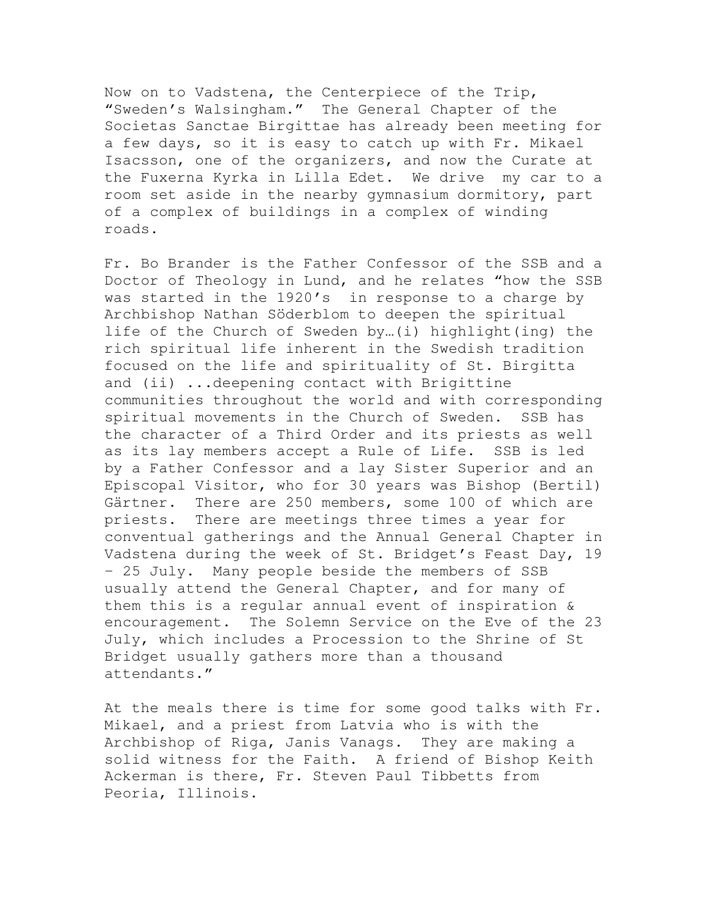Now on to Vadstena, the Centerpiece of the Trip, "Sweden's Walsingham." The General Chapter of the Societas Sanctae Birgittae has already been meeting for a few days, so it is easy to catch up with Fr. Mikael Isacsson, one of the organizers, and now the Curate at the Fuxerna Kyrka in Lilla Edet. We drive my car to a room set aside in the nearby gymnasium dormitory, part of a complex of buildings in a complex of winding roads.

Fr. Bo Brander is the Father Confessor of the SSB and a Doctor of Theology in Lund, and he relates "how the SSB was started in the 1920's in response to a charge by Archbishop Nathan Söderblom to deepen the spiritual life of the Church of Sweden by…(i) highlight(ing) the rich spiritual life inherent in the Swedish tradition focused on the life and spirituality of St. Birgitta and (ii) ...deepening contact with Brigittine communities throughout the world and with corresponding spiritual movements in the Church of Sweden. SSB has the character of a Third Order and its priests as well as its lay members accept a Rule of Life. SSB is led by a Father Confessor and a lay Sister Superior and an Episcopal Visitor, who for 30 years was Bishop (Bertil) Gärtner. There are 250 members, some 100 of which are priests. There are meetings three times a year for conventual gatherings and the Annual General Chapter in Vadstena during the week of St. Bridget's Feast Day, 19 – 25 July. Many people beside the members of SSB usually attend the General Chapter, and for many of them this is a regular annual event of inspiration & encouragement. The Solemn Service on the Eve of the 23 July, which includes a Procession to the Shrine of St Bridget usually gathers more than a thousand attendants."

At the meals there is time for some good talks with Fr. Mikael, and a priest from Latvia who is with the Archbishop of Riga, Janis Vanags. They are making a solid witness for the Faith. A friend of Bishop Keith Ackerman is there, Fr. Steven Paul Tibbetts from Peoria, Illinois.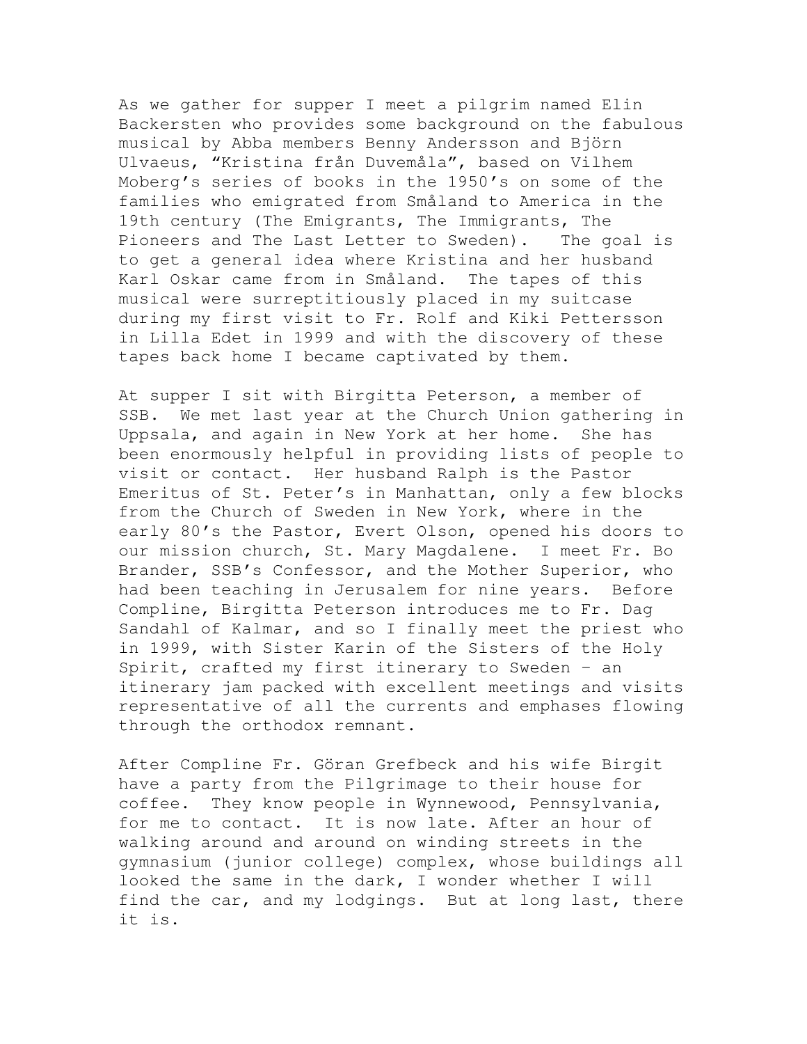As we gather for supper I meet a pilgrim named Elin Backersten who provides some background on the fabulous musical by Abba members Benny Andersson and Björn Ulvaeus, "Kristina från Duvemåla", based on Vilhem Moberg's series of books in the 1950's on some of the families who emigrated from Småland to America in the 19th century (The Emigrants, The Immigrants, The Pioneers and The Last Letter to Sweden). The goal is to get a general idea where Kristina and her husband Karl Oskar came from in Småland. The tapes of this musical were surreptitiously placed in my suitcase during my first visit to Fr. Rolf and Kiki Pettersson in Lilla Edet in 1999 and with the discovery of these tapes back home I became captivated by them.

At supper I sit with Birgitta Peterson, a member of SSB. We met last year at the Church Union gathering in Uppsala, and again in New York at her home. She has been enormously helpful in providing lists of people to visit or contact. Her husband Ralph is the Pastor Emeritus of St. Peter's in Manhattan, only a few blocks from the Church of Sweden in New York, where in the early 80's the Pastor, Evert Olson, opened his doors to our mission church, St. Mary Magdalene. I meet Fr. Bo Brander, SSB's Confessor, and the Mother Superior, who had been teaching in Jerusalem for nine years. Before Compline, Birgitta Peterson introduces me to Fr. Dag Sandahl of Kalmar, and so I finally meet the priest who in 1999, with Sister Karin of the Sisters of the Holy Spirit, crafted my first itinerary to Sweden – an itinerary jam packed with excellent meetings and visits representative of all the currents and emphases flowing through the orthodox remnant.

After Compline Fr. Göran Grefbeck and his wife Birgit have a party from the Pilgrimage to their house for coffee. They know people in Wynnewood, Pennsylvania, for me to contact. It is now late. After an hour of walking around and around on winding streets in the gymnasium (junior college) complex, whose buildings all looked the same in the dark, I wonder whether I will find the car, and my lodgings. But at long last, there it is.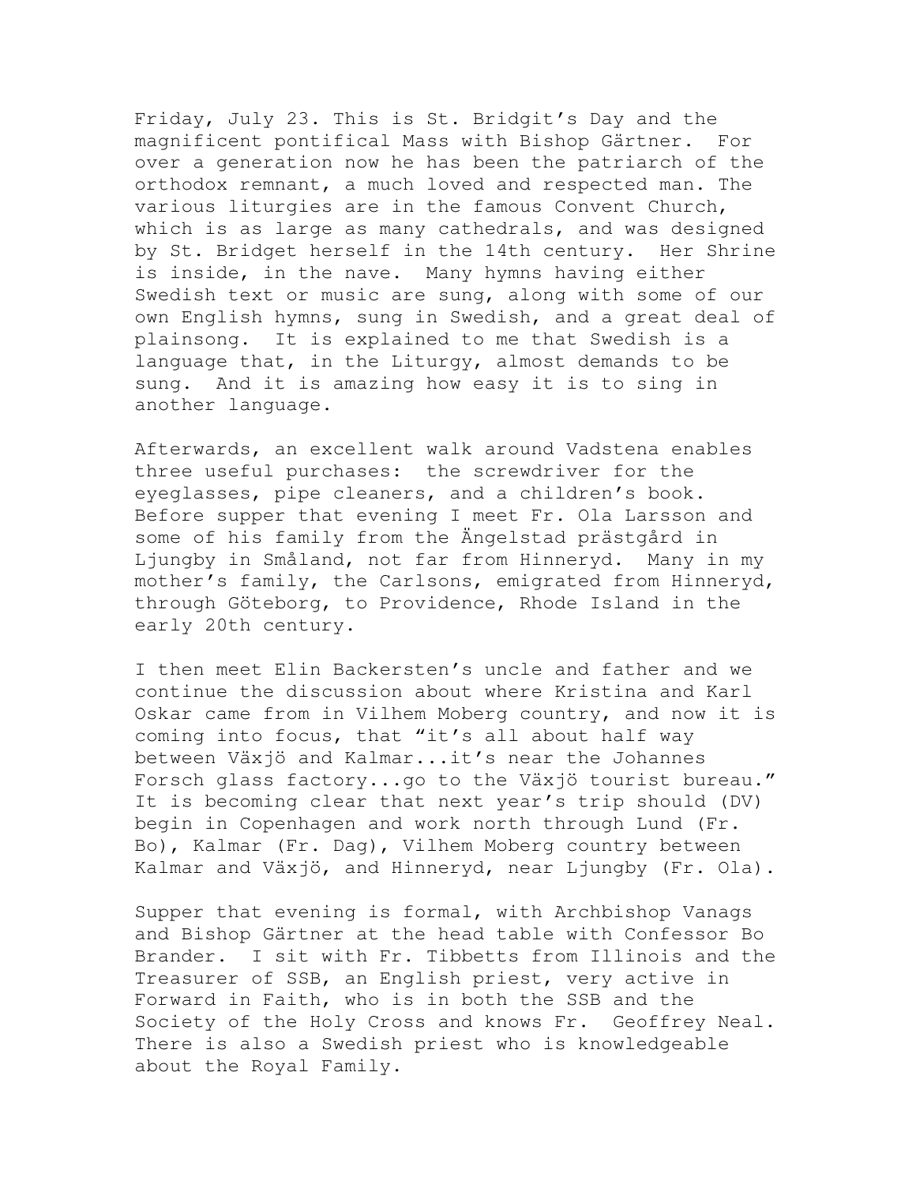Friday, July 23. This is St. Bridgit's Day and the magnificent pontifical Mass with Bishop Gärtner. For over a generation now he has been the patriarch of the orthodox remnant, a much loved and respected man. The various liturgies are in the famous Convent Church, which is as large as many cathedrals, and was designed by St. Bridget herself in the 14th century. Her Shrine is inside, in the nave. Many hymns having either Swedish text or music are sung, along with some of our own English hymns, sung in Swedish, and a great deal of plainsong. It is explained to me that Swedish is a language that, in the Liturgy, almost demands to be sung. And it is amazing how easy it is to sing in another language.

Afterwards, an excellent walk around Vadstena enables three useful purchases: the screwdriver for the eyeglasses, pipe cleaners, and a children's book. Before supper that evening I meet Fr. Ola Larsson and some of his family from the Ängelstad prästgård in Ljungby in Småland, not far from Hinneryd. Many in my mother's family, the Carlsons, emigrated from Hinneryd, through Göteborg, to Providence, Rhode Island in the early 20th century.

I then meet Elin Backersten's uncle and father and we continue the discussion about where Kristina and Karl Oskar came from in Vilhem Moberg country, and now it is coming into focus, that "it's all about half way between Växjö and Kalmar...it's near the Johannes Forsch glass factory...go to the Växjö tourist bureau." It is becoming clear that next year's trip should (DV) begin in Copenhagen and work north through Lund (Fr. Bo), Kalmar (Fr. Dag), Vilhem Moberg country between Kalmar and Växjö, and Hinneryd, near Ljungby (Fr. Ola).

Supper that evening is formal, with Archbishop Vanags and Bishop Gärtner at the head table with Confessor Bo Brander. I sit with Fr. Tibbetts from Illinois and the Treasurer of SSB, an English priest, very active in Forward in Faith, who is in both the SSB and the Society of the Holy Cross and knows Fr. Geoffrey Neal. There is also a Swedish priest who is knowledgeable about the Royal Family.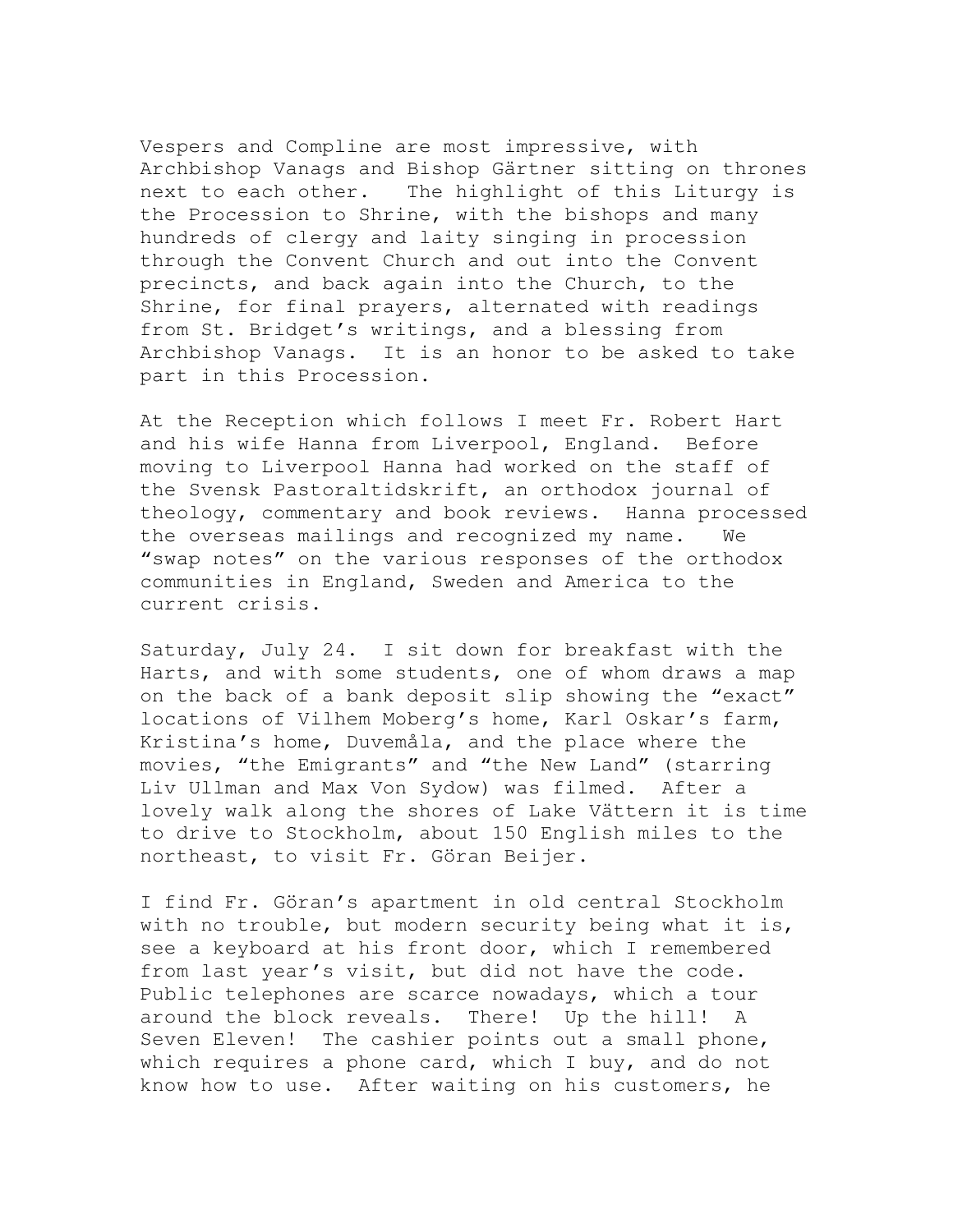Vespers and Compline are most impressive, with Archbishop Vanags and Bishop Gärtner sitting on thrones next to each other. The highlight of this Liturgy is the Procession to Shrine, with the bishops and many hundreds of clergy and laity singing in procession through the Convent Church and out into the Convent precincts, and back again into the Church, to the Shrine, for final prayers, alternated with readings from St. Bridget's writings, and a blessing from Archbishop Vanags. It is an honor to be asked to take part in this Procession.

At the Reception which follows I meet Fr. Robert Hart and his wife Hanna from Liverpool, England. Before moving to Liverpool Hanna had worked on the staff of the Svensk Pastoraltidskrift, an orthodox journal of theology, commentary and book reviews. Hanna processed the overseas mailings and recognized my name. We "swap notes" on the various responses of the orthodox communities in England, Sweden and America to the current crisis.

Saturday, July 24. I sit down for breakfast with the Harts, and with some students, one of whom draws a map on the back of a bank deposit slip showing the "exact" locations of Vilhem Moberg's home, Karl Oskar's farm, Kristina's home, Duvemåla, and the place where the movies, "the Emigrants" and "the New Land" (starring Liv Ullman and Max Von Sydow) was filmed. After a lovely walk along the shores of Lake Vättern it is time to drive to Stockholm, about 150 English miles to the northeast, to visit Fr. Göran Beijer.

I find Fr. Göran's apartment in old central Stockholm with no trouble, but modern security being what it is, see a keyboard at his front door, which I remembered from last year's visit, but did not have the code. Public telephones are scarce nowadays, which a tour around the block reveals. There! Up the hill! A Seven Eleven! The cashier points out a small phone, which requires a phone card, which I buy, and do not know how to use. After waiting on his customers, he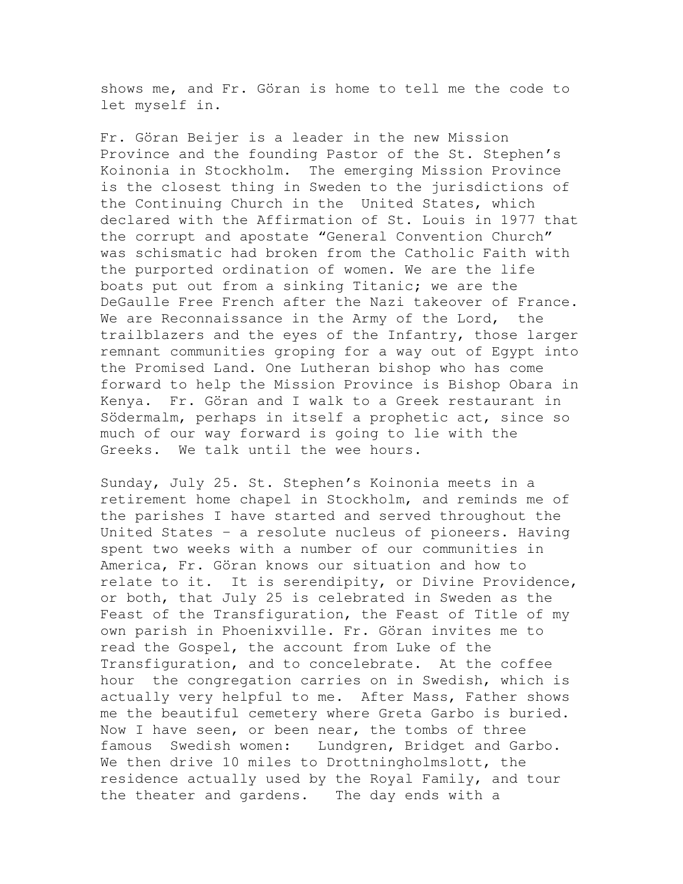shows me, and Fr. Göran is home to tell me the code to let myself in.

Fr. Göran Beijer is a leader in the new Mission Province and the founding Pastor of the St. Stephen's Koinonia in Stockholm. The emerging Mission Province is the closest thing in Sweden to the jurisdictions of the Continuing Church in the United States, which declared with the Affirmation of St. Louis in 1977 that the corrupt and apostate "General Convention Church" was schismatic had broken from the Catholic Faith with the purported ordination of women. We are the life boats put out from a sinking Titanic; we are the DeGaulle Free French after the Nazi takeover of France. We are Reconnaissance in the Army of the Lord, the trailblazers and the eyes of the Infantry, those larger remnant communities groping for a way out of Egypt into the Promised Land. One Lutheran bishop who has come forward to help the Mission Province is Bishop Obara in Kenya. Fr. Göran and I walk to a Greek restaurant in Södermalm, perhaps in itself a prophetic act, since so much of our way forward is going to lie with the Greeks. We talk until the wee hours.

Sunday, July 25. St. Stephen's Koinonia meets in a retirement home chapel in Stockholm, and reminds me of the parishes I have started and served throughout the United States – a resolute nucleus of pioneers. Having spent two weeks with a number of our communities in America, Fr. Göran knows our situation and how to relate to it. It is serendipity, or Divine Providence, or both, that July 25 is celebrated in Sweden as the Feast of the Transfiguration, the Feast of Title of my own parish in Phoenixville. Fr. Göran invites me to read the Gospel, the account from Luke of the Transfiguration, and to concelebrate. At the coffee hour the congregation carries on in Swedish, which is actually very helpful to me. After Mass, Father shows me the beautiful cemetery where Greta Garbo is buried. Now I have seen, or been near, the tombs of three famous Swedish women: Lundgren, Bridget and Garbo. We then drive 10 miles to Drottningholmslott, the residence actually used by the Royal Family, and tour the theater and gardens. The day ends with a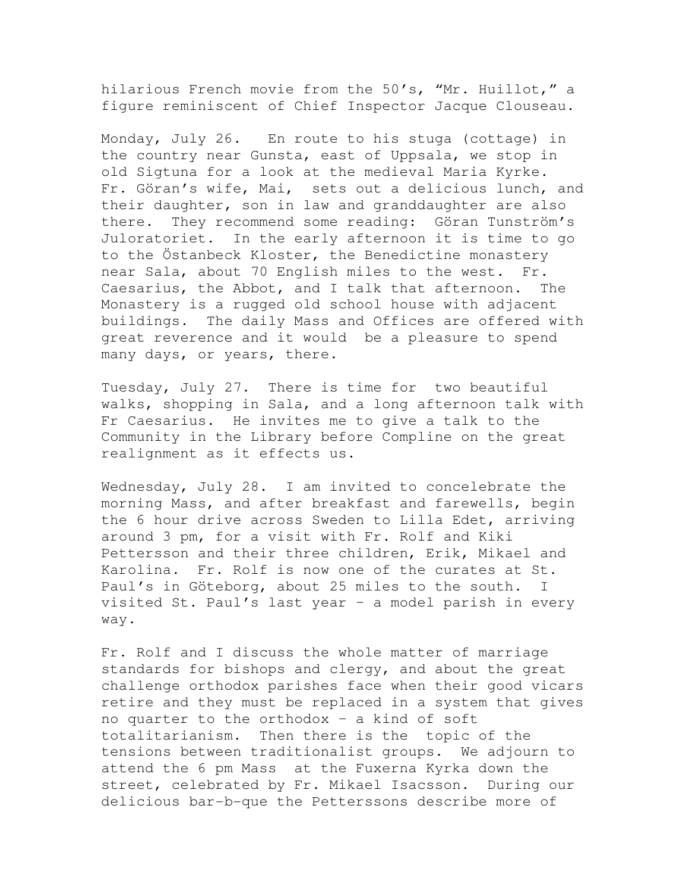hilarious French movie from the 50's, "Mr. Huillot," a figure reminiscent of Chief Inspector Jacque Clouseau.

Monday, July 26. En route to his stuga (cottage) in the country near Gunsta, east of Uppsala, we stop in old Sigtuna for a look at the medieval Maria Kyrke. Fr. Göran's wife, Mai, sets out a delicious lunch, and their daughter, son in law and granddaughter are also there. They recommend some reading: Göran Tunström's Juloratoriet. In the early afternoon it is time to go to the Östanbeck Kloster, the Benedictine monastery near Sala, about 70 English miles to the west. Fr. Caesarius, the Abbot, and I talk that afternoon. The Monastery is a rugged old school house with adjacent buildings. The daily Mass and Offices are offered with great reverence and it would be a pleasure to spend many days, or years, there.

Tuesday, July 27. There is time for two beautiful walks, shopping in Sala, and a long afternoon talk with Fr Caesarius. He invites me to give a talk to the Community in the Library before Compline on the great realignment as it effects us.

Wednesday, July 28. I am invited to concelebrate the morning Mass, and after breakfast and farewells, begin the 6 hour drive across Sweden to Lilla Edet, arriving around 3 pm, for a visit with Fr. Rolf and Kiki Pettersson and their three children, Erik, Mikael and Karolina. Fr. Rolf is now one of the curates at St. Paul's in Göteborg, about 25 miles to the south. I visited St. Paul's last year – a model parish in every way.

Fr. Rolf and I discuss the whole matter of marriage standards for bishops and clergy, and about the great challenge orthodox parishes face when their good vicars retire and they must be replaced in a system that gives no quarter to the orthodox – a kind of soft totalitarianism. Then there is the topic of the tensions between traditionalist groups. We adjourn to attend the 6 pm Mass at the Fuxerna Kyrka down the street, celebrated by Fr. Mikael Isacsson. During our delicious bar-b-que the Peterssons describe more of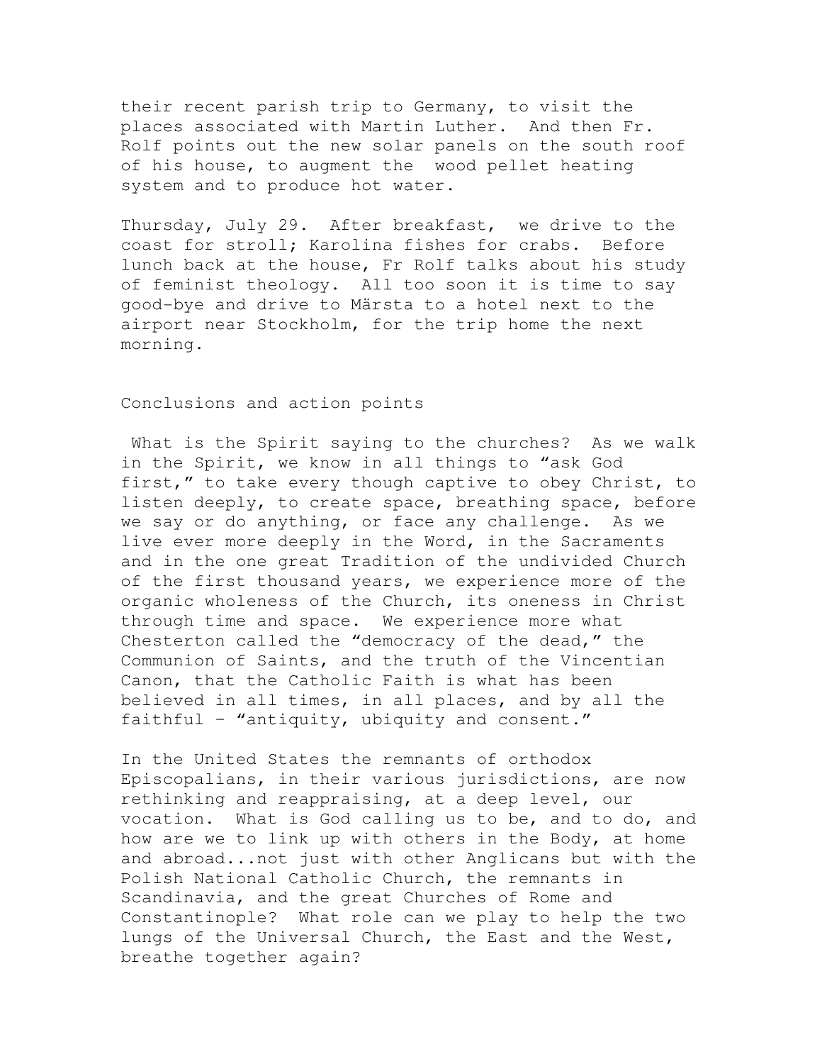their recent parish trip to Germany, to visit the places associated with Martin Luther. And then Fr. Rolf points out the new solar panels on the south roof of his house, to augment the wood pellet heating system and to produce hot water.

Thursday, July 29. After breakfast, we drive to the coast for stroll; Karolina fishes for crabs. Before lunch back at the house, Fr Rolf talks about his study of feminist theology. All too soon it is time to say good-bye and drive to Märsta to a hotel next to the airport near Stockholm, for the trip home the next morning.

## Conclusions and action points

What is the Spirit saying to the churches? As we walk in the Spirit, we know in all things to "ask God first," to take every though captive to obey Christ, to listen deeply, to create space, breathing space, before we say or do anything, or face any challenge. As we live ever more deeply in the Word, in the Sacraments and in the one great Tradition of the undivided Church of the first thousand years, we experience more of the organic wholeness of the Church, its oneness in Christ through time and space. We experience more what Chesterton called the "democracy of the dead," the Communion of Saints, and the truth of the Vincentian Canon, that the Catholic Faith is what has been believed in all times, in all places, and by all the faithful – "antiquity, ubiquity and consent."

In the United States the remnants of orthodox Episcopalians, in their various jurisdictions, are now rethinking and reappraising, at a deep level, our vocation. What is God calling us to be, and to do, and how are we to link up with others in the Body, at home and abroad...not just with other Anglicans but with the Polish National Catholic Church, the remnants in Scandinavia, and the great Churches of Rome and Constantinople? What role can we play to help the two lungs of the Universal Church, the East and the West, breathe together again?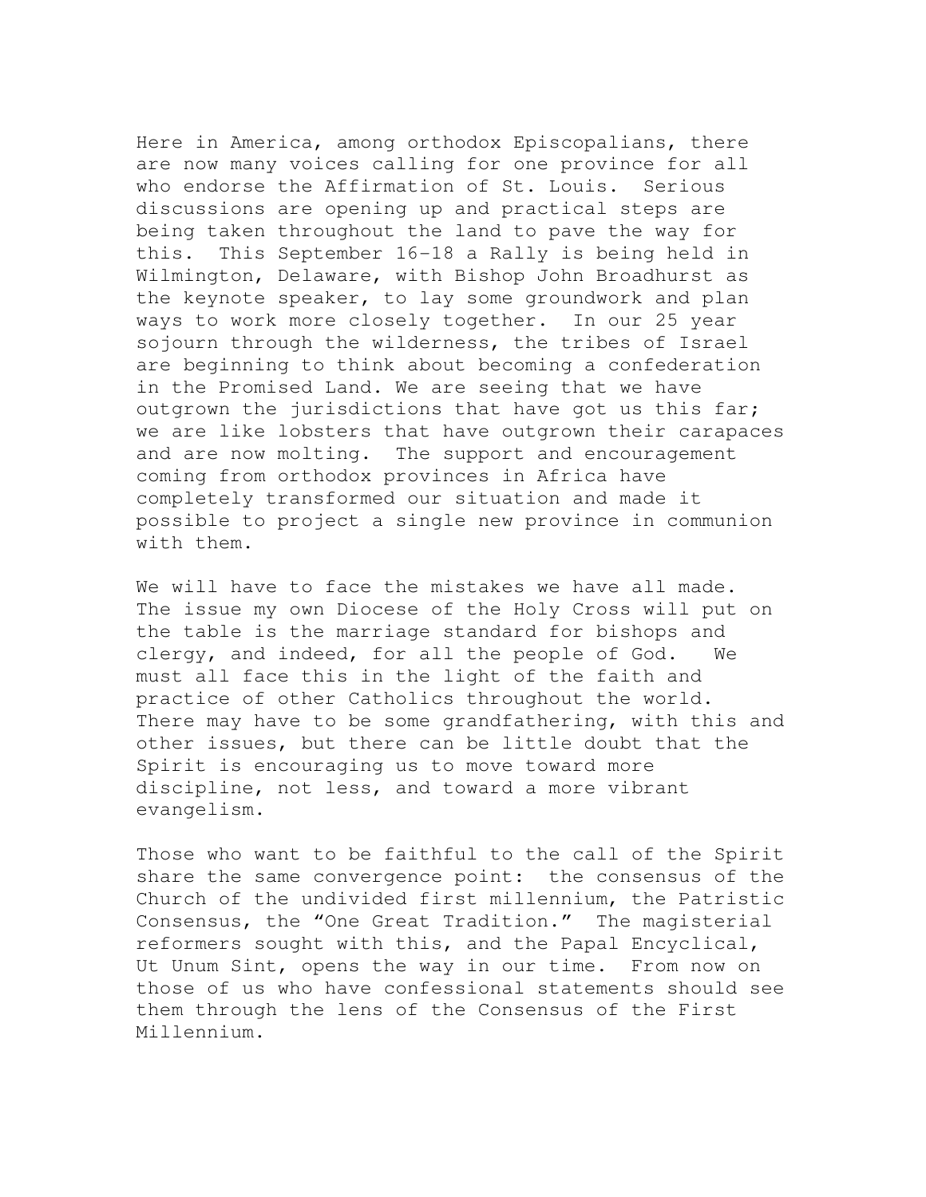Here in America, among orthodox Episcopalians, there are now many voices calling for one province for all who endorse the Affirmation of St. Louis. Serious discussions are opening up and practical steps are being taken throughout the land to pave the way for this. This September 16-18 a Rally is being held in Wilmington, Delaware, with Bishop John Broadhurst as the keynote speaker, to lay some groundwork and plan ways to work more closely together. In our 25 year sojourn through the wilderness, the tribes of Israel are beginning to think about becoming a confederation in the Promised Land. We are seeing that we have outgrown the jurisdictions that have got us this far; we are like lobsters that have outgrown their carapaces and are now molting. The support and encouragement coming from orthodox provinces in Africa have completely transformed our situation and made it possible to project a single new province in communion with them.

We will have to face the mistakes we have all made. The issue my own Diocese of the Holy Cross will put on the table is the marriage standard for bishops and clergy, and indeed, for all the people of God. We must all face this in the light of the faith and practice of other Catholics throughout the world. There may have to be some grandfathering, with this and other issues, but there can be little doubt that the Spirit is encouraging us to move toward more discipline, not less, and toward a more vibrant evangelism.

Those who want to be faithful to the call of the Spirit share the same convergence point: the consensus of the Church of the undivided first millennium, the Patristic Consensus, the "One Great Tradition." The magisterial reformers sought with this, and the Papal Encyclical, Ut Unum Sint, opens the way in our time. From now on those of us who have confessional statements should see them through the lens of the Consensus of the First Millennium.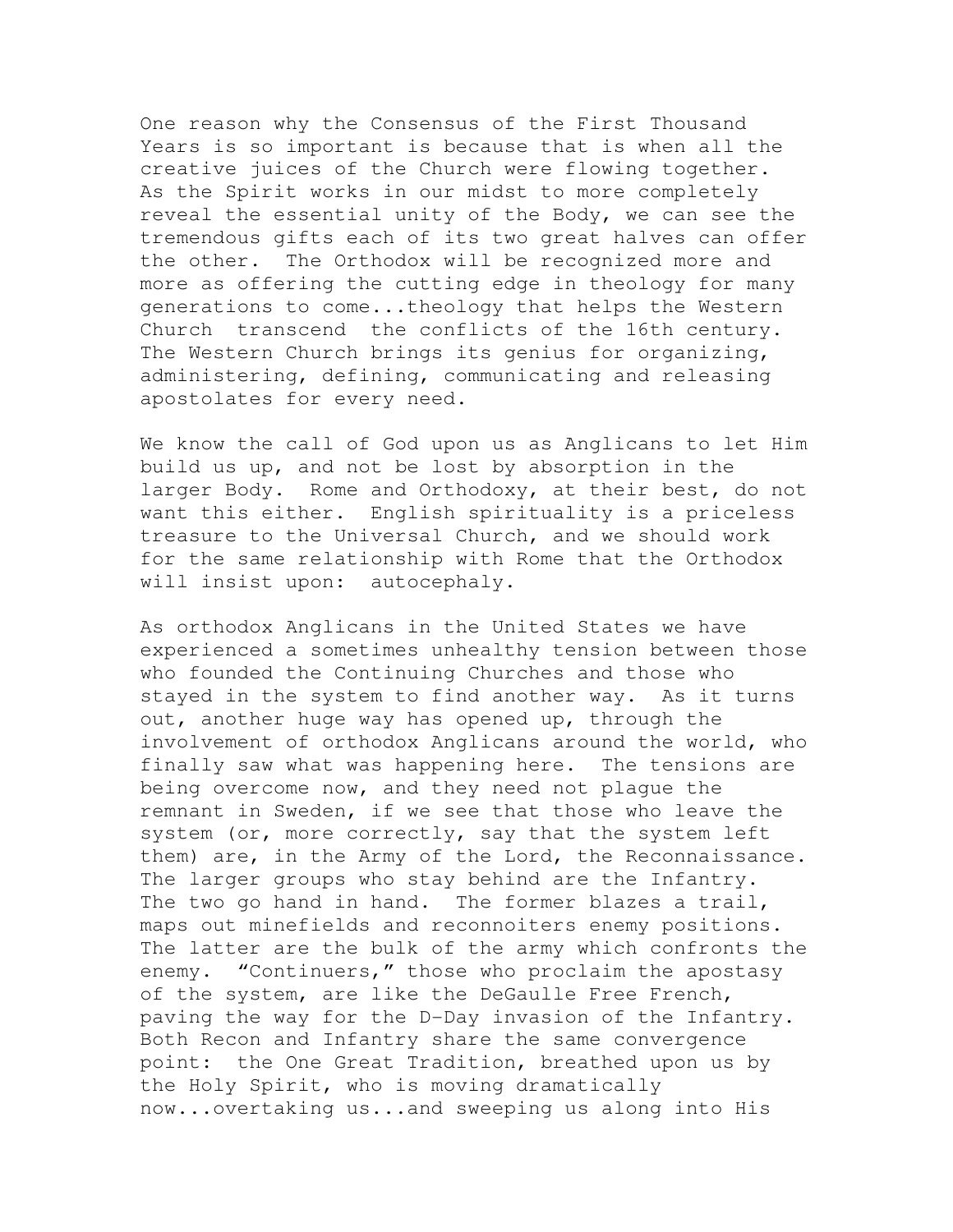One reason why the Consensus of the First Thousand Years is so important is because that is when all the creative juices of the Church were flowing together. As the Spirit works in our midst to more completely reveal the essential unity of the Body, we can see the tremendous gifts each of its two great halves can offer the other. The Orthodox will be recognized more and more as offering the cutting edge in theology for many generations to come...theology that helps the Western Church transcend the conflicts of the 16th century. The Western Church brings its genius for organizing, administering, defining, communicating and releasing apostolates for every need.

We know the call of God upon us as Anglicans to let Him build us up, and not be lost by absorption in the larger Body. Rome and Orthodoxy, at their best, do not want this either. English spirituality is a priceless treasure to the Universal Church, and we should work for the same relationship with Rome that the Orthodox will insist upon: autocephaly.

As orthodox Anglicans in the United States we have experienced a sometimes unhealthy tension between those who founded the Continuing Churches and those who stayed in the system to find another way. As it turns out, another huge way has opened up, through the involvement of orthodox Anglicans around the world, who finally saw what was happening here. The tensions are being overcome now, and they need not plague the remnant in Sweden, if we see that those who leave the system (or, more correctly, say that the system left them) are, in the Army of the Lord, the Reconnaissance. The larger groups who stay behind are the Infantry. The two go hand in hand. The former blazes a trail, maps out minefields and reconnoiters enemy positions. The latter are the bulk of the army which confronts the enemy. "Continuers," those who proclaim the apostasy of the system, are like the DeGaulle Free French, paving the way for the D-Day invasion of the Infantry. Both Recon and Infantry share the same convergence point: the One Great Tradition, breathed upon us by the Holy Spirit, who is moving dramatically now...overtaking us...and sweeping us along into His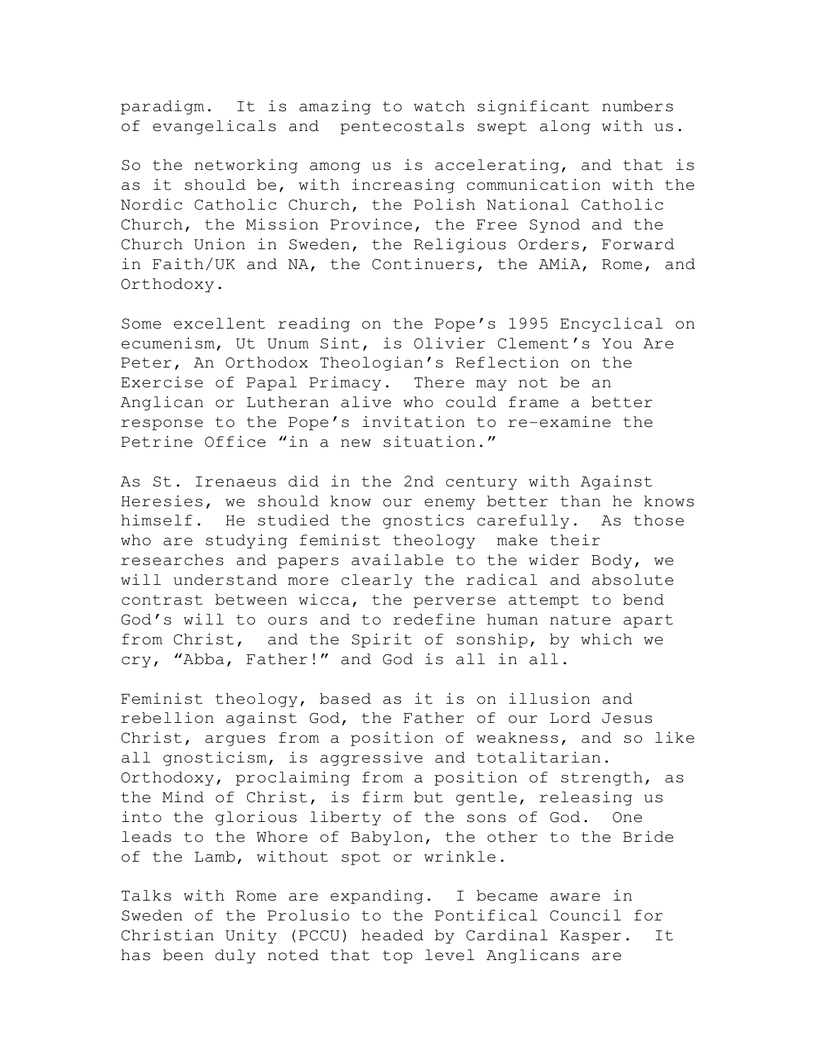paradigm. It is amazing to watch significant numbers of evangelicals and pentecostals swept along with us.

So the networking among us is accelerating, and that is as it should be, with increasing communication with the Nordic Catholic Church, the Polish National Catholic Church, the Mission Province, the Free Synod and the Church Union in Sweden, the Religious Orders, Forward in Faith/UK and NA, the Continuers, the AMiA, Rome, and Orthodoxy.

Some excellent reading on the Pope's 1995 Encyclical on ecumenism, Ut Unum Sint, is Olivier Clement's You Are Peter, An Orthodox Theologian's Reflection on the Exercise of Papal Primacy. There may not be an Anglican or Lutheran alive who could frame a better response to the Pope's invitation to re-examine the Petrine Office "in a new situation."

As St. Irenaeus did in the 2nd century with Against Heresies, we should know our enemy better than he knows himself. He studied the gnostics carefully. As those who are studying feminist theology make their researches and papers available to the wider Body, we will understand more clearly the radical and absolute contrast between wicca, the perverse attempt to bend God's will to ours and to redefine human nature apart from Christ, and the Spirit of sonship, by which we cry, "Abba, Father!" and God is all in all.

Feminist theology, based as it is on illusion and rebellion against God, the Father of our Lord Jesus Christ, argues from a position of weakness, and so like all gnosticism, is aggressive and totalitarian. Orthodoxy, proclaiming from a position of strength, as the Mind of Christ, is firm but gentle, releasing us into the glorious liberty of the sons of God. One leads to the Whore of Babylon, the other to the Bride of the Lamb, without spot or wrinkle.

Talks with Rome are expanding. I became aware in Sweden of the Prolusio to the Pontifical Council for Christian Unity (PCCU) headed by Cardinal Kasper. It has been duly noted that top level Anglicans are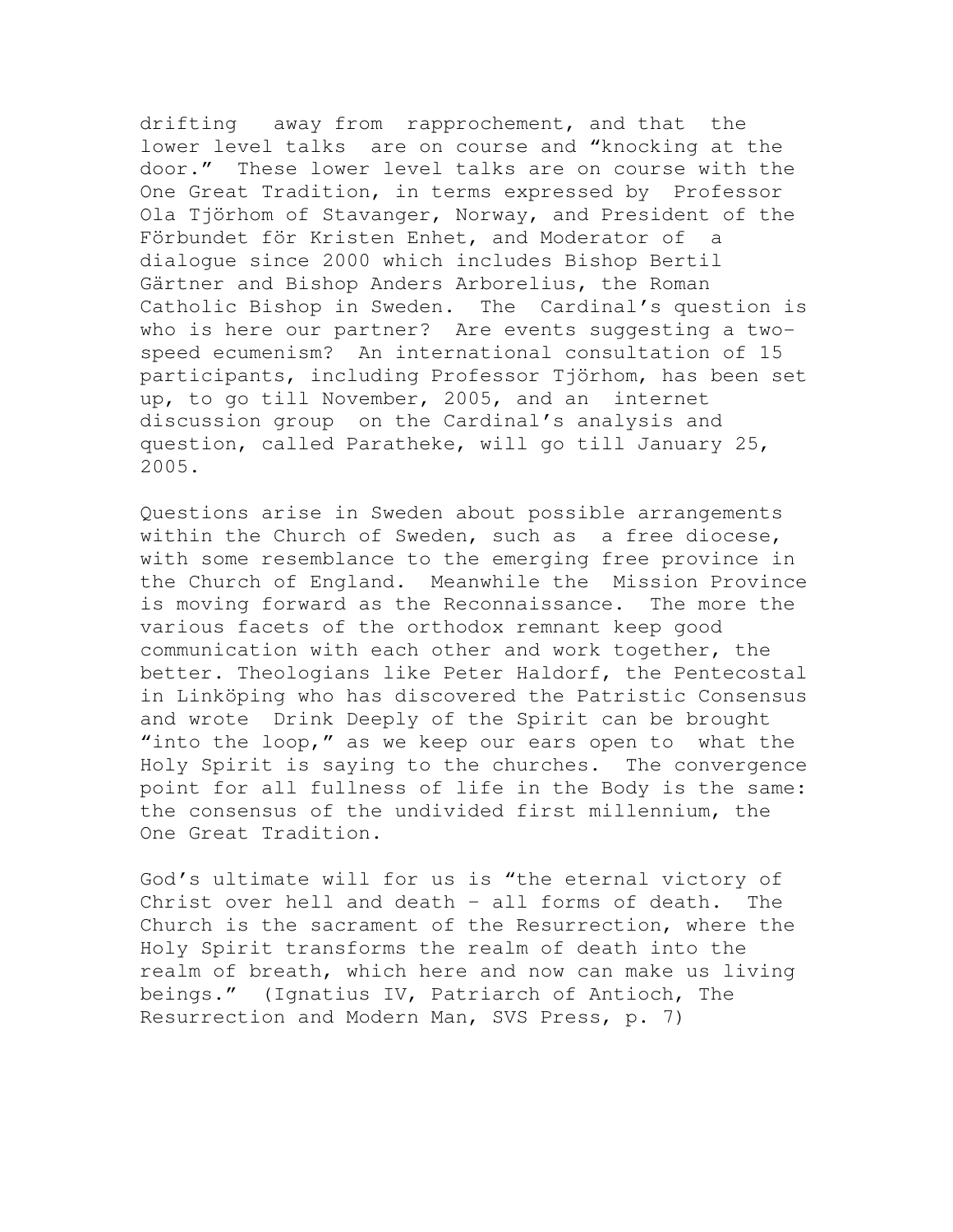drifting away from rapprochement, and that the lower level talks are on course and "knocking at the door." These lower level talks are on course with the One Great Tradition, in terms expressed by Professor Ola Tjörhom of Stavanger, Norway, and President of the Förbundet för Kristen Enhet, and Moderator of a dialogue since 2000 which includes Bishop Bertil Gärtner and Bishop Anders Arborelius, the Roman Catholic Bishop in Sweden. The Cardinal's question is who is here our partner? Are events suggesting a two-speed ecumenism? An international consultation of 15 participants, including Professor Tjörhom, has been set up, to go till November, 2005, and an internet discussion group on the Cardinal's analysis and question, called Paratheke, will go till January 25, 2005.

Questions arise in Sweden about possible arrangements within the Church of Sweden, such as a free diocese, with some resemblance to the emerging free province in the Church of England. Meanwhile the Mission Province is moving forward as the Reconnaissance. The more the various facets of the orthodox remnant keep good communication with each other and work together, the better. Theologians like Peter Haldorf, the Pentecostal in Linköping who has discovered the Patristic Consensus and wrote Drink Deeply of the Spirit can be brought "into the loop," as we keep our ears open to what the Holy Spirit is saying to the churches. The convergence point for all fullness of life in the Body is the same: the consensus of the undivided first millennium, the One Great Tradition.

God's ultimate will for us is "the eternal victory of Christ over hell and death – all forms of death. The Church is the sacrament of the Resurrection, where the Holy Spirit transforms the realm of death into the realm of breath, which here and now can make us living beings." (Ignatius IV, Patriarch of Antioch, The Resurrection and Modern Man, SVS Press, p. 7)